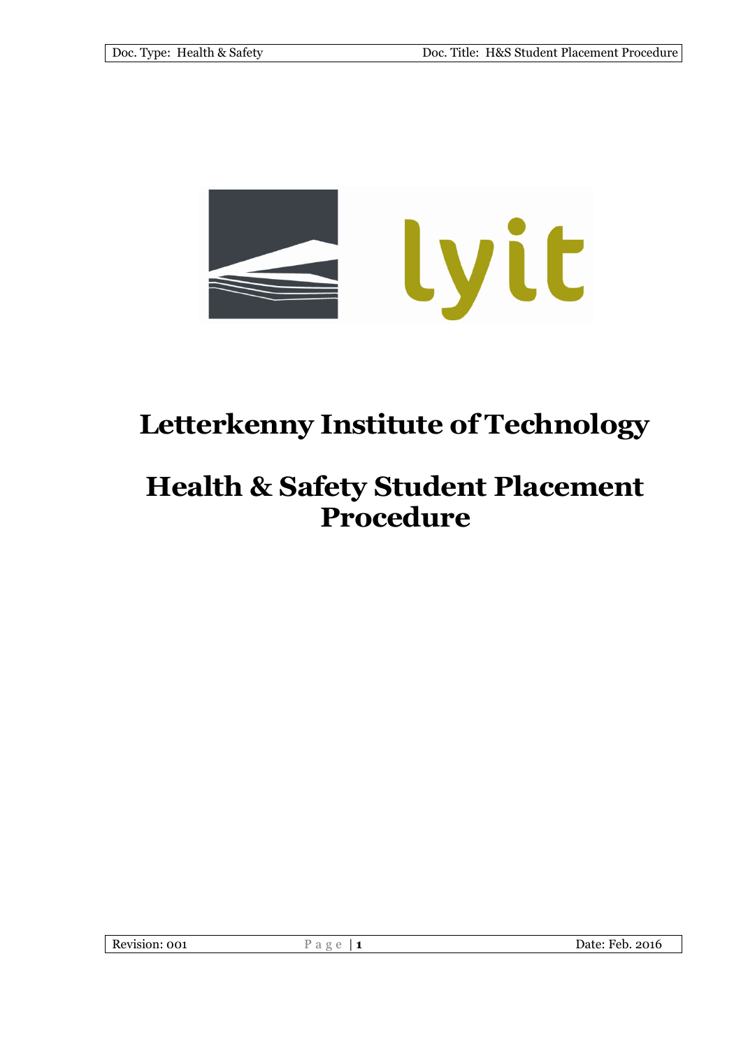# Letterkenny Institute of Technology

# Health & Safety Student Placement Procedure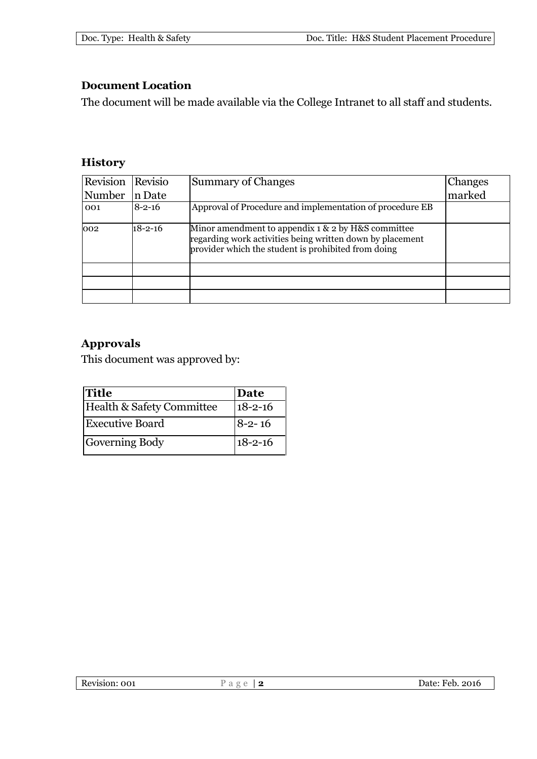### Document Location

The document will be made available via the College Intranet to all staff and students.

### History

| Revision Number | Revision Date | Summary of Changes | Changes marked |
|---|---|---|---|
| 001 | 8-2-16 | Approval of Procedure and implementation of procedure EB | |
| 002 | 18-2-16 | Minor amendment to appendix 1 & 2 by H&S committee regarding work activities being written down by placement provider which the student is prohibited from doing | |
| | | | |
| | | | |
| | | | |

### Approvals

This document was approved by:

| Title | Date |
|---|---|
| Health & Safety Committee | 18-2-16 |
| Executive Board | 8-2- 16 |
| Governing Body | 18-2-16 |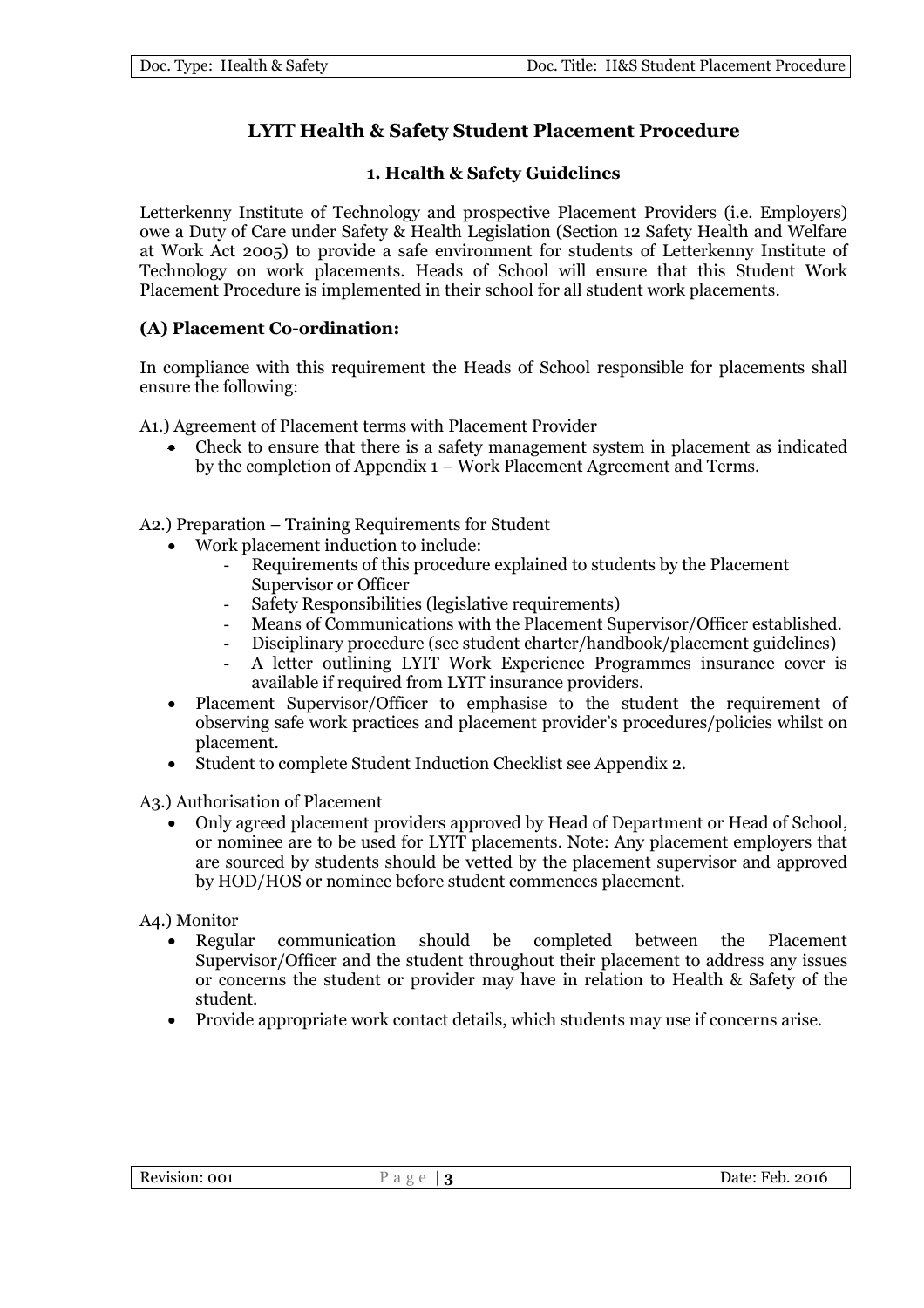# LYIT Health & Safety Student Placement Procedure

## 1. Health & Safety Guidelines

Letterkenny Institute of Technology and prospective Placement Providers (i.e. Employers) owe a Duty of Care under Safety & Health Legislation (Section 12 Safety Health and Welfare at Work Act 2005) to provide a safe environment for students of Letterkenny Institute of Technology on work placements. Heads of School will ensure that this Student Work Placement Procedure is implemented in their school for all student work placements.

### (A) Placement Co-ordination:

In compliance with this requirement the Heads of School responsible for placements shall ensure the following:

A1.) Agreement of Placement terms with Placement Provider

- Check to ensure that there is a safety management system in placement as indicated by the completion of Appendix 1 – Work Placement Agreement and Terms.

A2.) Preparation – Training Requirements for Student

- Work placement induction to include:
  - Requirements of this procedure explained to students by the Placement Supervisor or Officer
  - Safety Responsibilities (legislative requirements)
  - Means of Communications with the Placement Supervisor/Officer established.
  - Disciplinary procedure (see student charter/handbook/placement guidelines)
  - A letter outlining LYIT Work Experience Programmes insurance cover is available if required from LYIT insurance providers.
- Placement Supervisor/Officer to emphasise to the student the requirement of observing safe work practices and placement provider's procedures/policies whilst on placement.
- Student to complete Student Induction Checklist see Appendix 2.

A3.) Authorisation of Placement

- Only agreed placement providers approved by Head of Department or Head of School, or nominee are to be used for LYIT placements. Note: Any placement employers that are sourced by students should be vetted by the placement supervisor and approved by HOD/HOS or nominee before student commences placement.

A4.) Monitor

- Regular communication should be completed between the Placement Supervisor/Officer and the student throughout their placement to address any issues or concerns the student or provider may have in relation to Health & Safety of the student.
- Provide appropriate work contact details, which students may use if concerns arise.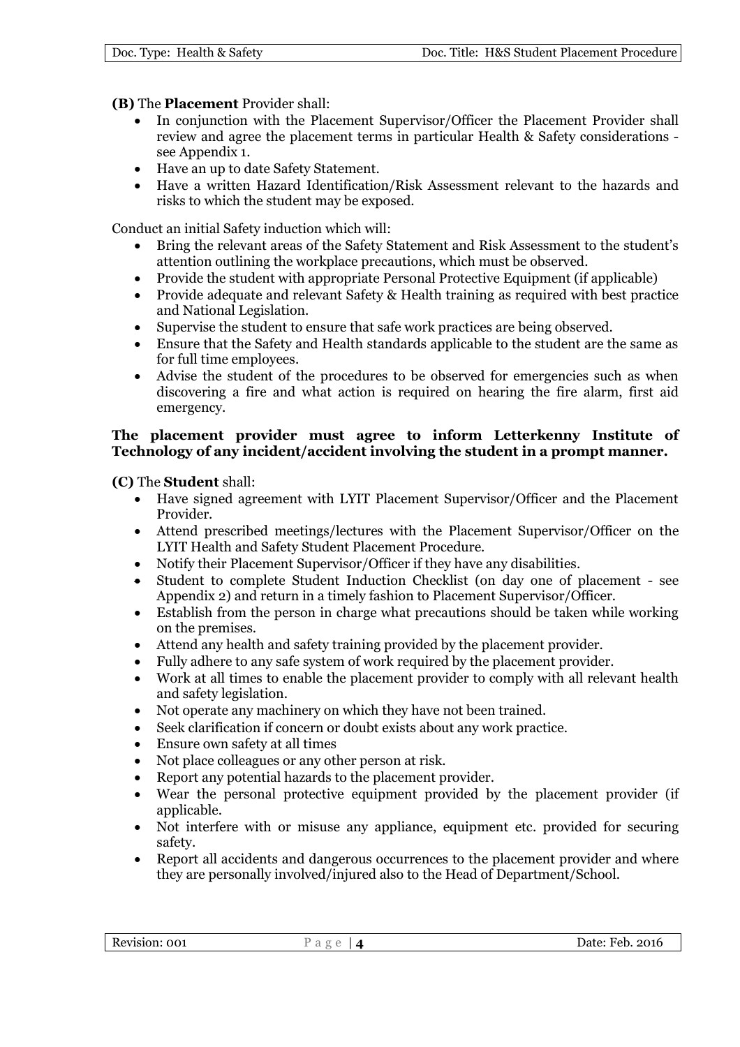**(B)** The **Placement** Provider shall:

- In conjunction with the Placement Supervisor/Officer the Placement Provider shall review and agree the placement terms in particular Health & Safety considerations - see Appendix 1.
- Have an up to date Safety Statement.
- Have a written Hazard Identification/Risk Assessment relevant to the hazards and risks to which the student may be exposed.

Conduct an initial Safety induction which will:

- Bring the relevant areas of the Safety Statement and Risk Assessment to the student's attention outlining the workplace precautions, which must be observed.
- Provide the student with appropriate Personal Protective Equipment (if applicable)
- Provide adequate and relevant Safety & Health training as required with best practice and National Legislation.
- Supervise the student to ensure that safe work practices are being observed.
- Ensure that the Safety and Health standards applicable to the student are the same as for full time employees.
- Advise the student of the procedures to be observed for emergencies such as when discovering a fire and what action is required on hearing the fire alarm, first aid emergency.

**The placement provider must agree to inform Letterkenny Institute of Technology of any incident/accident involving the student in a prompt manner.**

**(C)** The **Student** shall:

- Have signed agreement with LYIT Placement Supervisor/Officer and the Placement Provider.
- Attend prescribed meetings/lectures with the Placement Supervisor/Officer on the LYIT Health and Safety Student Placement Procedure.
- Notify their Placement Supervisor/Officer if they have any disabilities.
- Student to complete Student Induction Checklist (on day one of placement - see Appendix 2) and return in a timely fashion to Placement Supervisor/Officer.
- Establish from the person in charge what precautions should be taken while working on the premises.
- Attend any health and safety training provided by the placement provider.
- Fully adhere to any safe system of work required by the placement provider.
- Work at all times to enable the placement provider to comply with all relevant health and safety legislation.
- Not operate any machinery on which they have not been trained.
- Seek clarification if concern or doubt exists about any work practice.
- Ensure own safety at all times
- Not place colleagues or any other person at risk.
- Report any potential hazards to the placement provider.
- Wear the personal protective equipment provided by the placement provider (if applicable.
- Not interfere with or misuse any appliance, equipment etc. provided for securing safety.
- Report all accidents and dangerous occurrences to the placement provider and where they are personally involved/injured also to the Head of Department/School.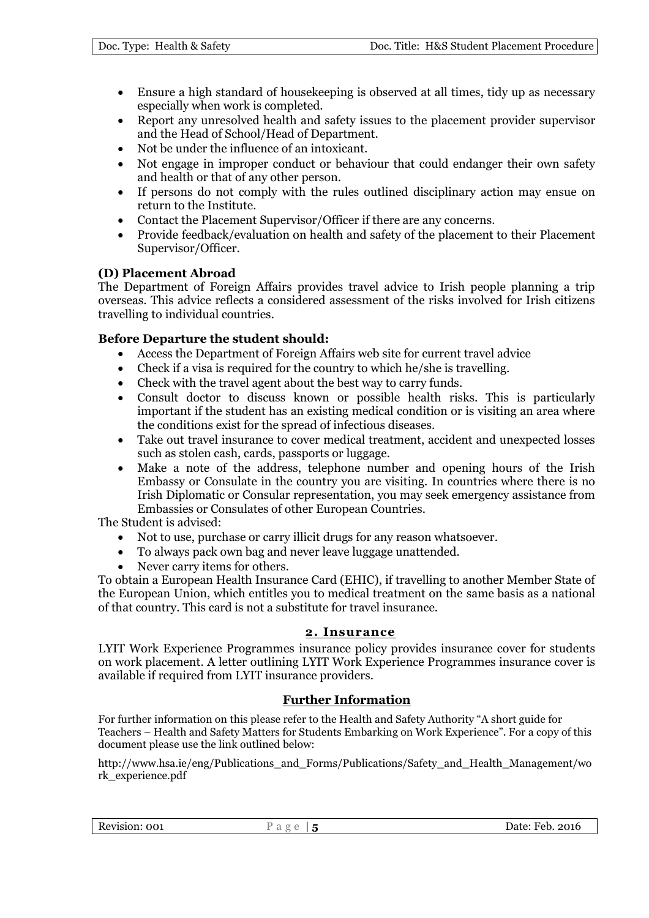- Ensure a high standard of housekeeping is observed at all times, tidy up as necessary especially when work is completed.
- Report any unresolved health and safety issues to the placement provider supervisor and the Head of School/Head of Department.
- Not be under the influence of an intoxicant.
- Not engage in improper conduct or behaviour that could endanger their own safety and health or that of any other person.
- If persons do not comply with the rules outlined disciplinary action may ensue on return to the Institute.
- Contact the Placement Supervisor/Officer if there are any concerns.
- Provide feedback/evaluation on health and safety of the placement to their Placement Supervisor/Officer.

### (D) Placement Abroad

The Department of Foreign Affairs provides travel advice to Irish people planning a trip overseas. This advice reflects a considered assessment of the risks involved for Irish citizens travelling to individual countries.

### Before Departure the student should:

- Access the Department of Foreign Affairs web site for current travel advice
- Check if a visa is required for the country to which he/she is travelling.
- Check with the travel agent about the best way to carry funds.
- Consult doctor to discuss known or possible health risks. This is particularly important if the student has an existing medical condition or is visiting an area where the conditions exist for the spread of infectious diseases.
- Take out travel insurance to cover medical treatment, accident and unexpected losses such as stolen cash, cards, passports or luggage.
- Make a note of the address, telephone number and opening hours of the Irish Embassy or Consulate in the country you are visiting. In countries where there is no Irish Diplomatic or Consular representation, you may seek emergency assistance from Embassies or Consulates of other European Countries.

The Student is advised:

- Not to use, purchase or carry illicit drugs for any reason whatsoever.
- To always pack own bag and never leave luggage unattended.
- Never carry items for others.

To obtain a European Health Insurance Card (EHIC), if travelling to another Member State of the European Union, which entitles you to medical treatment on the same basis as a national of that country. This card is not a substitute for travel insurance.

## 2. Insurance

LYIT Work Experience Programmes insurance policy provides insurance cover for students on work placement. A letter outlining LYIT Work Experience Programmes insurance cover is available if required from LYIT insurance providers.

## Further Information

For further information on this please refer to the Health and Safety Authority "A short guide for Teachers – Health and Safety Matters for Students Embarking on Work Experience". For a copy of this document please use the link outlined below:

http://www.hsa.ie/eng/Publications_and_Forms/Publications/Safety_and_Health_Management/work_experience.pdf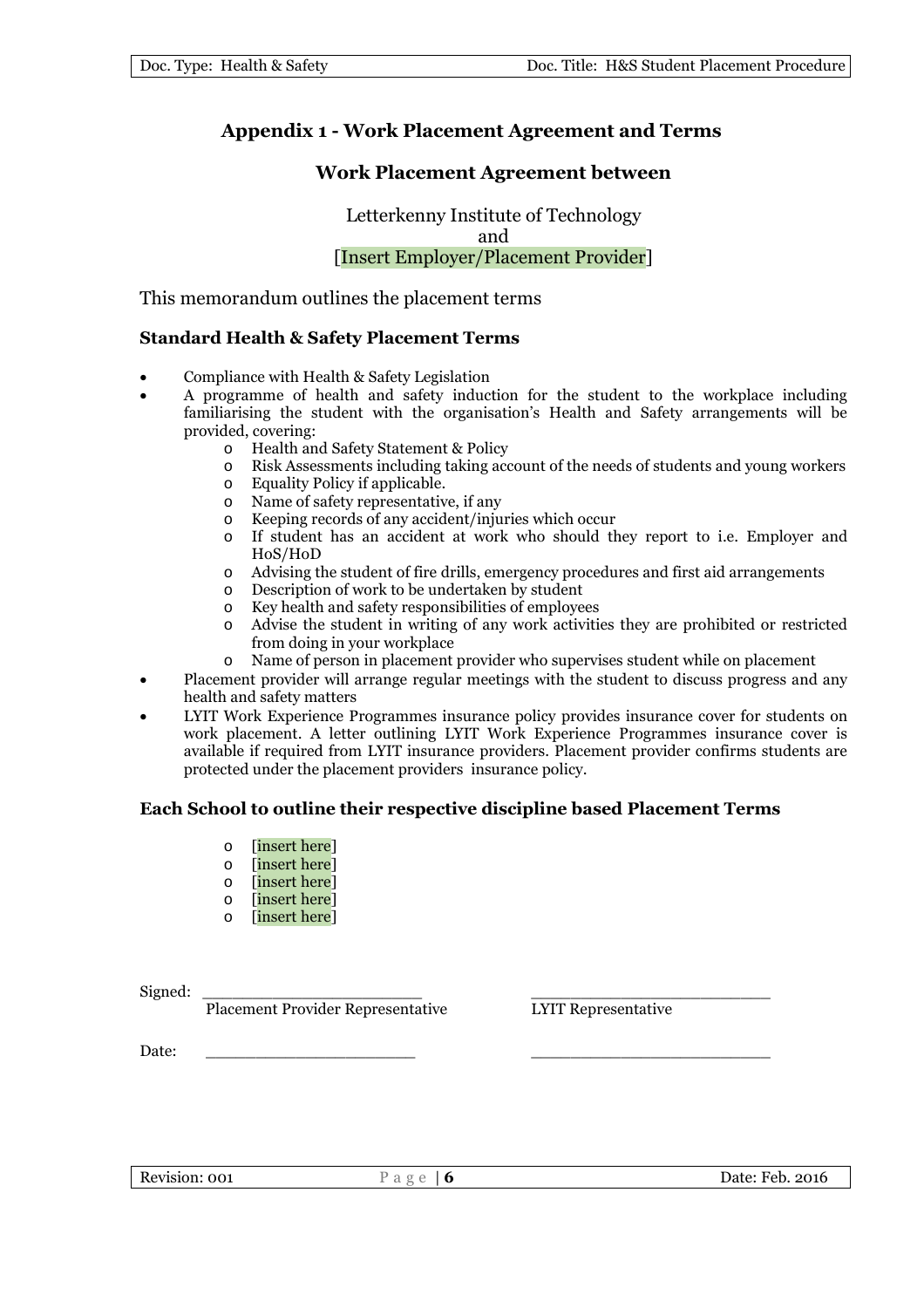## Appendix 1 - Work Placement Agreement and Terms

## Work Placement Agreement between

Letterkenny Institute of Technology
and
[Insert Employer/Placement Provider]

This memorandum outlines the placement terms

### Standard Health & Safety Placement Terms

- Compliance with Health & Safety Legislation
- A programme of health and safety induction for the student to the workplace including familiarising the student with the organisation's Health and Safety arrangements will be provided, covering:
  - Health and Safety Statement & Policy
  - Risk Assessments including taking account of the needs of students and young workers
  - Equality Policy if applicable.
  - Name of safety representative, if any
  - Keeping records of any accident/injuries which occur
  - If student has an accident at work who should they report to i.e. Employer and HoS/HoD
  - Advising the student of fire drills, emergency procedures and first aid arrangements
  - Description of work to be undertaken by student
  - Key health and safety responsibilities of employees
  - Advise the student in writing of any work activities they are prohibited or restricted from doing in your workplace
  - Name of person in placement provider who supervises student while on placement
- Placement provider will arrange regular meetings with the student to discuss progress and any health and safety matters
- LYIT Work Experience Programmes insurance policy provides insurance cover for students on work placement. A letter outlining LYIT Work Experience Programmes insurance cover is available if required from LYIT insurance providers. Placement provider confirms students are protected under the placement providers insurance policy.

### Each School to outline their respective discipline based Placement Terms

- [insert here]
- [insert here]
- [insert here]
- [insert here]
- [insert here]

Signed: ______________________ &nbsp;&nbsp;&nbsp;&nbsp; ________________________
Placement Provider Representative &nbsp;&nbsp;&nbsp;&nbsp; LYIT Representative

Date: ______________________ &nbsp;&nbsp;&nbsp;&nbsp; ________________________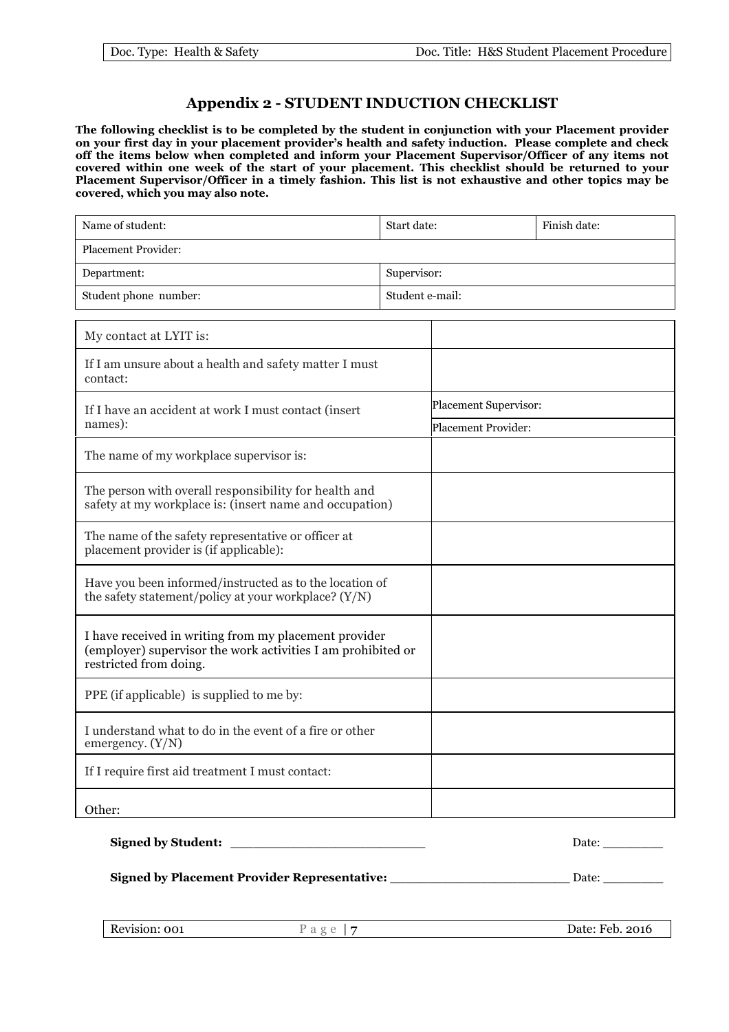## Appendix 2 - STUDENT INDUCTION CHECKLIST

**The following checklist is to be completed by the student in conjunction with your Placement provider on your first day in your placement provider's health and safety induction. Please complete and check off the items below when completed and inform your Placement Supervisor/Officer of any items not covered within one week of the start of your placement. This checklist should be returned to your Placement Supervisor/Officer in a timely fashion. This list is not exhaustive and other topics may be covered, which you may also note.**

| | | |
|---|---|---|
| Name of student: | Start date: | Finish date: |
| Placement Provider: | | |
| Department: | Supervisor: | |
| Student phone number: | Student e-mail: | |

| | |
|---|---|
| My contact at LYIT is: | |
| If I am unsure about a health and safety matter I must contact: | |
| If I have an accident at work I must contact (insert names): | Placement Supervisor: |
| | Placement Provider: |
| The name of my workplace supervisor is: | |
| The person with overall responsibility for health and safety at my workplace is: (insert name and occupation) | |
| The name of the safety representative or officer at placement provider is (if applicable): | |
| Have you been informed/instructed as to the location of the safety statement/policy at your workplace? (Y/N) | |
| I have received in writing from my placement provider (employer) supervisor the work activities I am prohibited or restricted from doing. | |
| PPE (if applicable) is supplied to me by: | |
| I understand what to do in the event of a fire or other emergency. (Y/N) | |
| If I require first aid treatment I must contact: | |
| Other: | |

**Signed by Student:** ________________________ Date: ________

**Signed by Placement Provider Representative:** ______________________ Date: ________